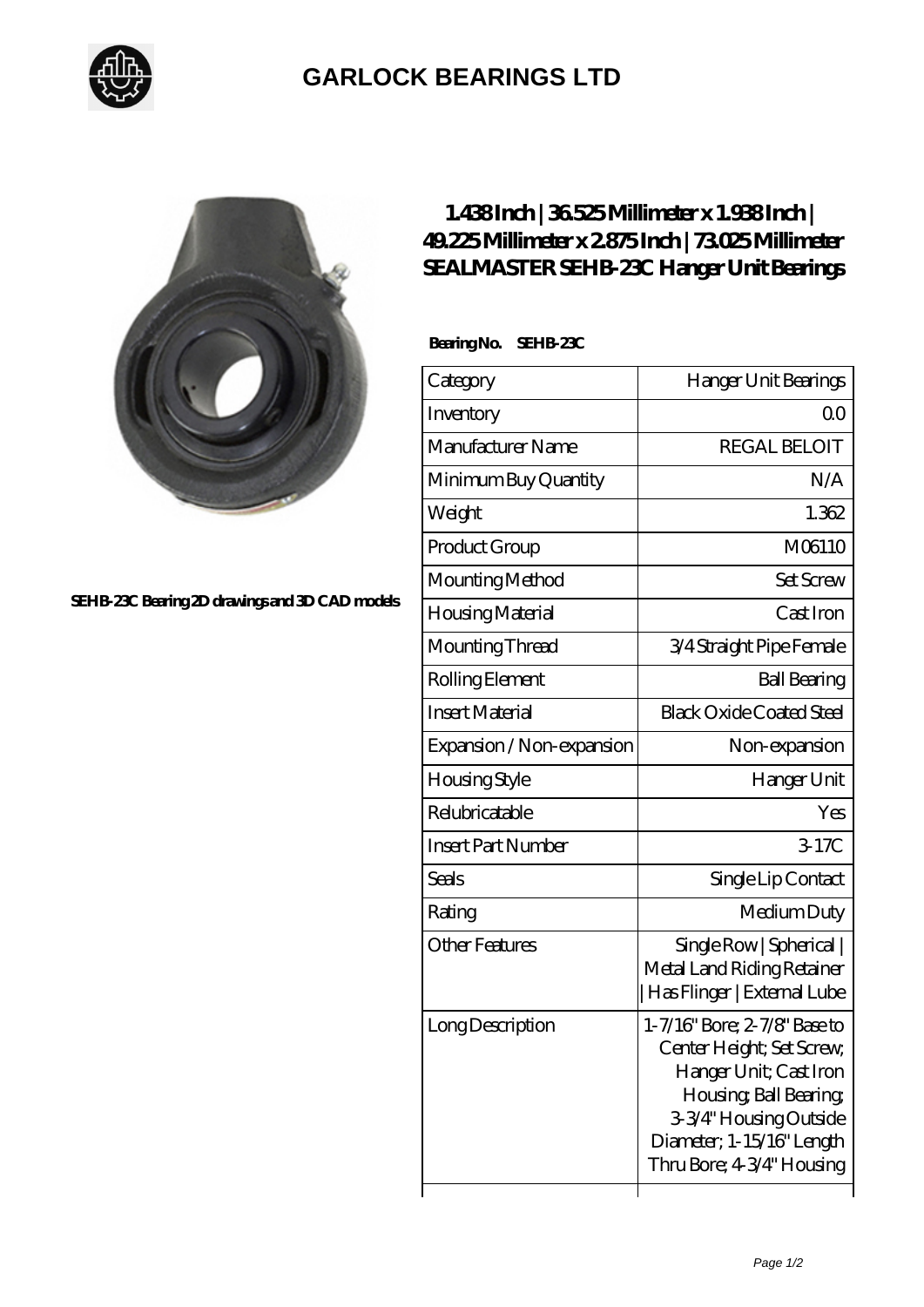# GARLOCK BEARINGS LTD

SEHB-23C Bearing 2D drawings and 3D CAD models

## 1.438 Inch | 36.525 Millimeter x 1.938 Inch | 49.225 Millimeter x 2.875 Inch | 73.025 Millimeter SEALMASTER SEHB-23C Hanger Unit Bearings

**Bearing No. SEHB-23C**

| Category | Hanger Unit Bearings |
|---|---|
| Inventory | 0.0 |
| Manufacturer Name | REGAL BELOIT |
| Minimum Buy Quantity | N/A |
| Weight | 1.362 |
| Product Group | M06110 |
| Mounting Method | Set Screw |
| Housing Material | Cast Iron |
| Mounting Thread | 3/4 Straight Pipe Female |
| Rolling Element | Ball Bearing |
| Insert Material | Black Oxide Coated Steel |
| Expansion / Non-expansion | Non-expansion |
| Housing Style | Hanger Unit |
| Relubricatable | Yes |
| Insert Part Number | 3-17C |
| Seals | Single Lip Contact |
| Rating | Medium Duty |
| Other Features | Single Row \| Spherical \| Metal Land Riding Retainer \| Has Flinger \| External Lube |
| Long Description | 1-7/16" Bore; 2-7/8" Base to Center Height; Set Screw; Hanger Unit; Cast Iron Housing; Ball Bearing; 3-3/4" Housing Outside Diameter; 1-15/16" Length Thru Bore; 4-3/4" Housing |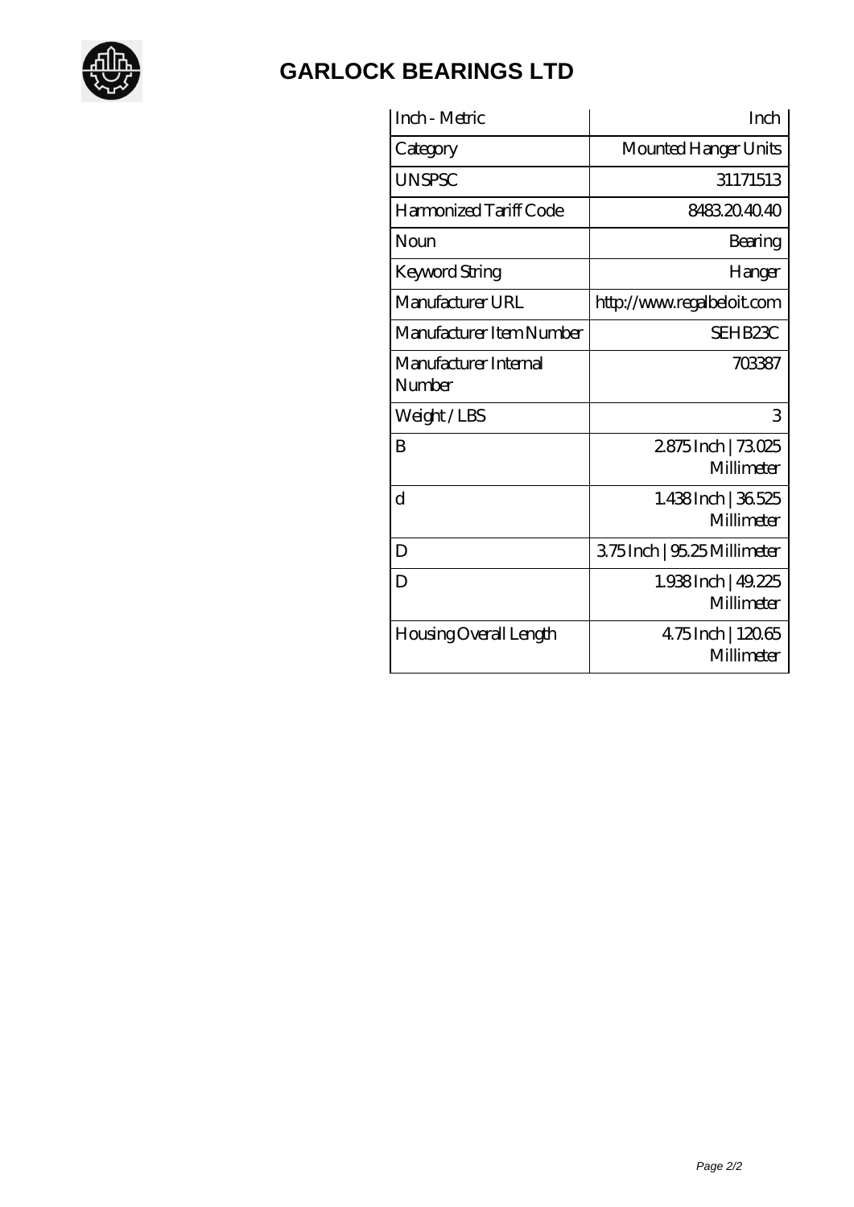# GARLOCK BEARINGS LTD

| | |
|---|---|
| Inch - Metric | Inch |
| Category | Mounted Hanger Units |
| UNSPSC | 31171513 |
| Harmonized Tariff Code | 8483.20.40.40 |
| Noun | Bearing |
| Keyword String | Hanger |
| Manufacturer URL | http://www.regalbeloit.com |
| Manufacturer Item Number | SEHB23C |
| Manufacturer Internal Number | 703387 |
| Weight / LBS | 3 |
| B | 2.875 Inch \| 73.025 Millimeter |
| d | 1.438 Inch \| 36.525 Millimeter |
| D | 3.75 Inch \| 95.25 Millimeter |
| D | 1.938 Inch \| 49.225 Millimeter |
| Housing Overall Length | 4.75 Inch \| 120.65 Millimeter |